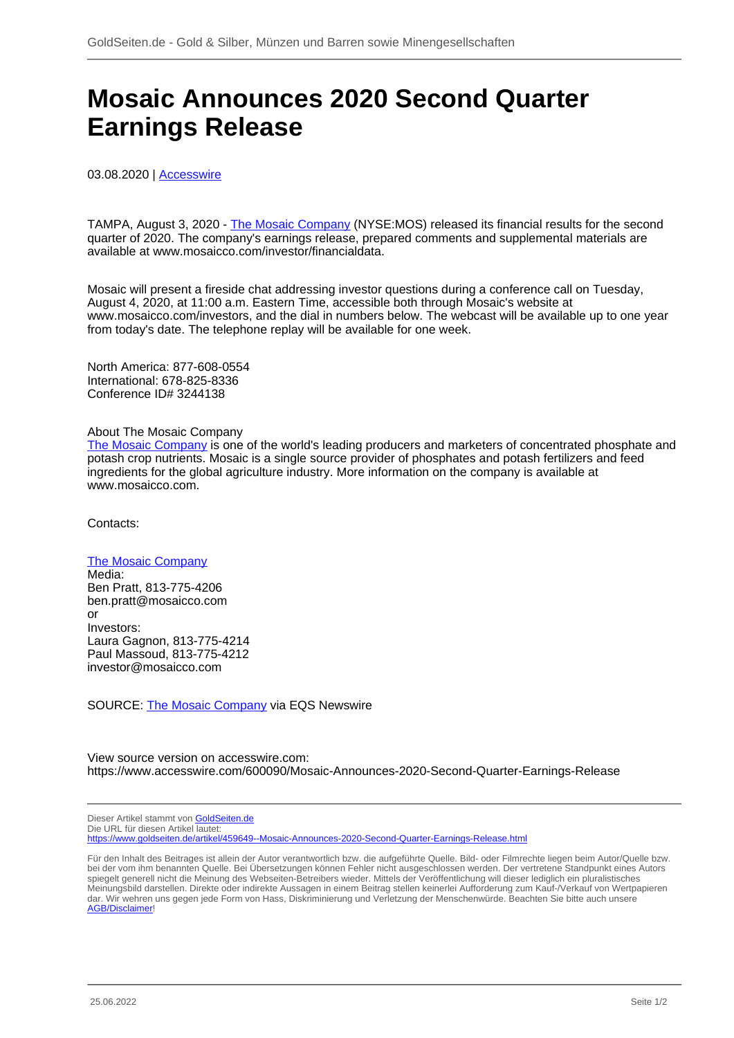# Mosaic Announces 2020 Second Quarter Earnings Release

03.08.2020 | Accesswire

TAMPA, August 3, 2020 - The Mosaic Company (NYSE:MOS) released its financial results for the second quarter of 2020. The company's earnings release, prepared comments and supplemental materials are available at www.mosaicco.com/investor/financialdata.

Mosaic will present a fireside chat addressing investor questions during a conference call on Tuesday, August 4, 2020, at 11:00 a.m. Eastern Time, accessible both through Mosaic's website at www.mosaicco.com/investors, and the dial in numbers below. The webcast will be available up to one year from today's date. The telephone replay will be available for one week.

North America: 877-608-0554
International: 678-825-8336
Conference ID# 3244138

About The Mosaic Company
The Mosaic Company is one of the world's leading producers and marketers of concentrated phosphate and potash crop nutrients. Mosaic is a single source provider of phosphates and potash fertilizers and feed ingredients for the global agriculture industry. More information on the company is available at www.mosaicco.com.

Contacts:

The Mosaic Company
Media:
Ben Pratt, 813-775-4206
ben.pratt@mosaicco.com
or
Investors:
Laura Gagnon, 813-775-4214
Paul Massoud, 813-775-4212
investor@mosaicco.com

SOURCE: The Mosaic Company via EQS Newswire

View source version on accesswire.com:
https://www.accesswire.com/600090/Mosaic-Announces-2020-Second-Quarter-Earnings-Release

Dieser Artikel stammt von GoldSeiten.de
Die URL für diesen Artikel lautet:
https://www.goldseiten.de/artikel/459649--Mosaic-Announces-2020-Second-Quarter-Earnings-Release.html

Für den Inhalt des Beitrages ist allein der Autor verantwortlich bzw. die aufgeführte Quelle. Bild- oder Filmrechte liegen beim Autor/Quelle bzw. bei der vom ihm benannten Quelle. Bei Übersetzungen können Fehler nicht ausgeschlossen werden. Der vertretene Standpunkt eines Autors spiegelt generell nicht die Meinung des Webseiten-Betreibers wieder. Mittels der Veröffentlichung will dieser lediglich ein pluralistisches Meinungsbild darstellen. Direkte oder indirekte Aussagen in einem Beitrag stellen keinerlei Aufforderung zum Kauf-/Verkauf von Wertpapieren dar. Wir wehren uns gegen jede Form von Hass, Diskriminierung und Verletzung der Menschenwürde. Beachten Sie bitte auch unsere AGB/Disclaimer!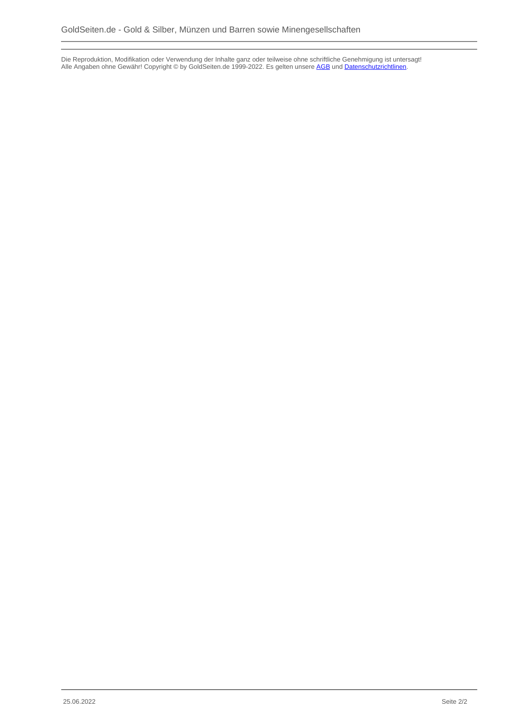Die Reproduktion, Modifikation oder Verwendung der Inhalte ganz oder teilweise ohne schriftliche Genehmigung ist untersagt!
Alle Angaben ohne Gewähr! Copyright © by GoldSeiten.de 1999-2022. Es gelten unsere AGB und Datenschutzrichtlinen.